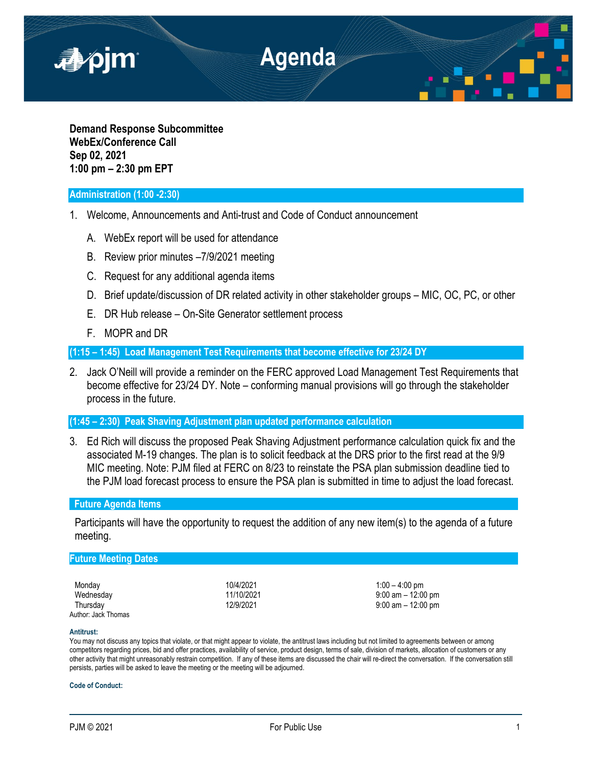# Agenda

**Demand Response Subcommittee**
**WebEx/Conference Call**
**Sep 02, 2021**
**1:00 pm – 2:30 pm EPT**

## Administration (1:00 -2:30)

1. Welcome, Announcements and Anti-trust and Code of Conduct announcement
   A. WebEx report will be used for attendance
   B. Review prior minutes –7/9/2021 meeting
   C. Request for any additional agenda items
   D. Brief update/discussion of DR related activity in other stakeholder groups – MIC, OC, PC, or other
   E. DR Hub release – On-Site Generator settlement process
   F. MOPR and DR

## (1:15 – 1:45) Load Management Test Requirements that become effective for 23/24 DY

2. Jack O'Neill will provide a reminder on the FERC approved Load Management Test Requirements that become effective for 23/24 DY. Note – conforming manual provisions will go through the stakeholder process in the future.

## (1:45 – 2:30) Peak Shaving Adjustment plan updated performance calculation

3. Ed Rich will discuss the proposed Peak Shaving Adjustment performance calculation quick fix and the associated M-19 changes. The plan is to solicit feedback at the DRS prior to the first read at the 9/9 MIC meeting. Note: PJM filed at FERC on 8/23 to reinstate the PSA plan submission deadline tied to the PJM load forecast process to ensure the PSA plan is submitted in time to adjust the load forecast.

## Future Agenda Items

Participants will have the opportunity to request the addition of any new item(s) to the agenda of a future meeting.

## Future Meeting Dates

| | | |
|---|---|---|
| Monday | 10/4/2021 | 1:00 – 4:00 pm |
| Wednesday | 11/10/2021 | 9:00 am – 12:00 pm |
| Thursday | 12/9/2021 | 9:00 am – 12:00 pm |

Author: Jack Thomas

**Antitrust:**
You may not discuss any topics that violate, or that might appear to violate, the antitrust laws including but not limited to agreements between or among competitors regarding prices, bid and offer practices, availability of service, product design, terms of sale, division of markets, allocation of customers or any other activity that might unreasonably restrain competition. If any of these items are discussed the chair will re-direct the conversation. If the conversation still persists, parties will be asked to leave the meeting or the meeting will be adjourned.

**Code of Conduct:**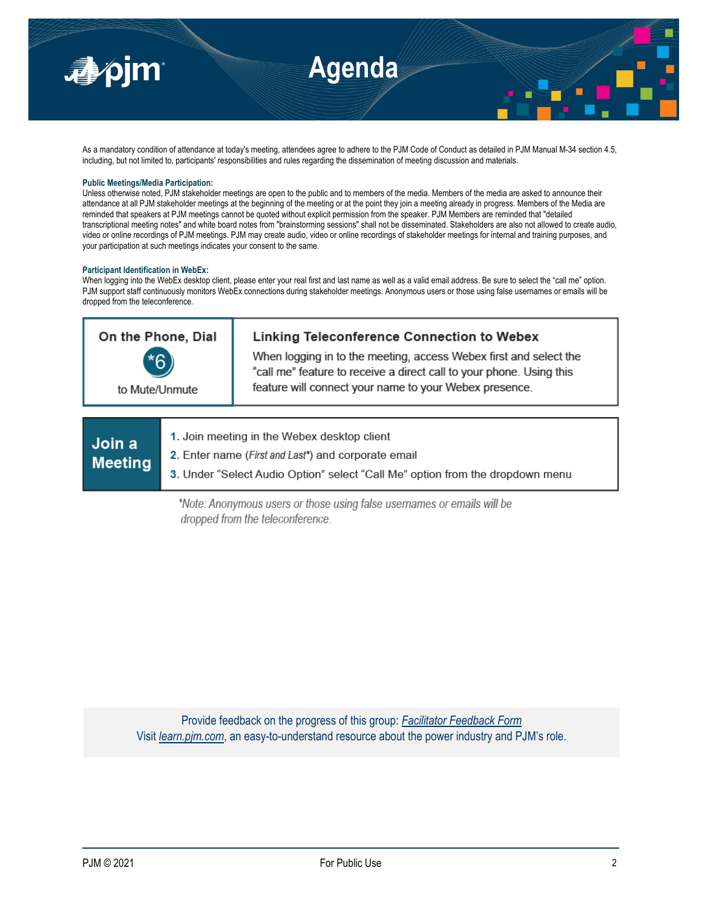# Agenda

As a mandatory condition of attendance at today's meeting, attendees agree to adhere to the PJM Code of Conduct as detailed in PJM Manual M-34 section 4.5, including, but not limited to, participants' responsibilities and rules regarding the dissemination of meeting discussion and materials.

**Public Meetings/Media Participation:**
Unless otherwise noted, PJM stakeholder meetings are open to the public and to members of the media. Members of the media are asked to announce their attendance at all PJM stakeholder meetings at the beginning of the meeting or at the point they join a meeting already in progress. Members of the Media are reminded that speakers at PJM meetings cannot be quoted without explicit permission from the speaker. PJM Members are reminded that "detailed transcriptional meeting notes" and white board notes from "brainstorming sessions" shall not be disseminated. Stakeholders are also not allowed to create audio, video or online recordings of PJM meetings. PJM may create audio, video or online recordings of stakeholder meetings for internal and training purposes, and your participation at such meetings indicates your consent to the same.

**Participant Identification in WebEx:**
When logging into the WebEx desktop client, please enter your real first and last name as well as a valid email address. Be sure to select the "call me" option. PJM support staff continuously monitors WebEx connections during stakeholder meetings. Anonymous users or those using false usernames or emails will be dropped from the teleconference.

| On the Phone, Dial *6 to Mute/Unmute | Linking Teleconference Connection to Webex |
| --- | --- |
| | When logging in to the meeting, access Webex first and select the "call me" feature to receive a direct call to your phone. Using this feature will connect your name to your Webex presence. |

**Join a Meeting**

1. Join meeting in the Webex desktop client
2. Enter name (*First and Last\**) and corporate email
3. Under "Select Audio Option" select "Call Me" option from the dropdown menu

*\*Note: Anonymous users or those using false usernames or emails will be dropped from the teleconference.*

Provide feedback on the progress of this group: *Facilitator Feedback Form*
Visit *learn.pjm.com*, an easy-to-understand resource about the power industry and PJM's role.

PJM © 2021 For Public Use